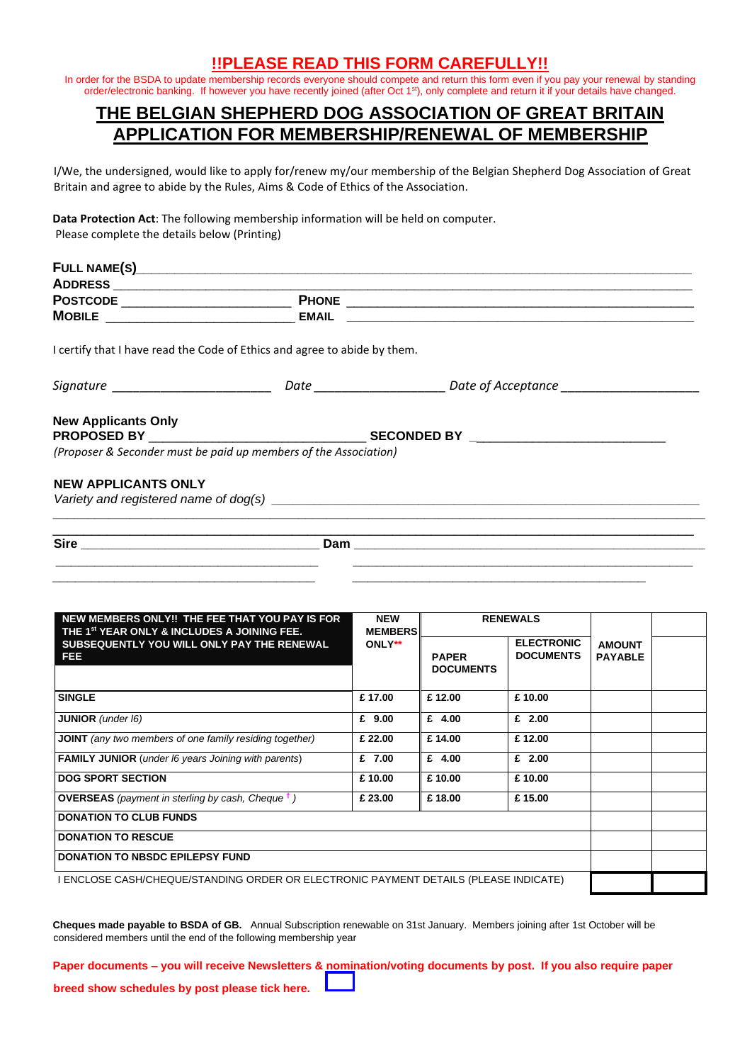**!!PLEASE READ THIS FORM CAREFULLY!!**

In order for the BSDA to update membership records everyone should compete and return this form even if you pay your renewal by standing order/electronic banking. If however you have recently joined (after Oct 1st), only complete and return it if your details have changed.

# THE BELGIAN SHEPHERD DOG ASSOCIATION OF GREAT BRITAIN
# APPLICATION FOR MEMBERSHIP/RENEWAL OF MEMBERSHIP

I/We, the undersigned, would like to apply for/renew my/our membership of the Belgian Shepherd Dog Association of Great Britain and agree to abide by the Rules, Aims & Code of Ethics of the Association.

**Data Protection Act**: The following membership information will be held on computer.
Please complete the details below (Printing)

**FULL NAME(S)** ____________________________________________

**ADDRESS** ____________________________________________

**POSTCODE** ______________________ **PHONE** ______________________

**MOBILE** ______________________ **EMAIL** ______________________

I certify that I have read the Code of Ethics and agree to abide by them.

*Signature* ______________________ *Date* ______________________ *Date of Acceptance* ______________________

**New Applicants Only**
**PROPOSED BY** ______________________ **SECONDED BY** ______________________
*(Proposer & Seconder must be paid up members of the Association)*

**NEW APPLICANTS ONLY**
*Variety and registered name of dog(s)* ____________________________________________

____________________________________________

**Sire** ______________________ **Dam** ______________________

______________________ ______________________

______________________ ______________________

| NEW MEMBERS ONLY!! THE FEE THAT YOU PAY IS FOR THE 1st YEAR ONLY & INCLUDES A JOINING FEE. SUBSEQUENTLY YOU WILL ONLY PAY THE RENEWAL FEE | NEW MEMBERS ONLY** | RENEWALS | | AMOUNT PAYABLE | |
|---|---|---|---|---|---|
| | | PAPER DOCUMENTS | ELECTRONIC DOCUMENTS | | |
| **SINGLE** | £ 17.00 | £ 12.00 | £ 10.00 | | |
| **JUNIOR** *(under l6)* | £ 9.00 | £ 4.00 | £ 2.00 | | |
| **JOINT** *(any two members of one family residing together)* | £ 22.00 | £ 14.00 | £ 12.00 | | |
| **FAMILY JUNIOR** *(under l6 years Joining with parents)* | £ 7.00 | £ 4.00 | £ 2.00 | | |
| **DOG SPORT SECTION** | £ 10.00 | £ 10.00 | £ 10.00 | | |
| **OVERSEAS** *(payment in sterling by cash, Cheque † )* | £ 23.00 | £ 18.00 | £ 15.00 | | |
| **DONATION TO CLUB FUNDS** | | | | | |
| **DONATION TO RESCUE** | | | | | |
| **DONATION TO NBSDC EPILEPSY FUND** | | | | | |
| I ENCLOSE CASH/CHEQUE/STANDING ORDER OR ELECTRONIC PAYMENT DETAILS (PLEASE INDICATE) | | | | | |

**Cheques made payable to BSDA of GB.** Annual Subscription renewable on 31st January. Members joining after 1st October will be considered members until the end of the following membership year

**Paper documents – you will receive Newsletters & nomination/voting documents by post. If you also require paper breed show schedules by post please tick here.** ☐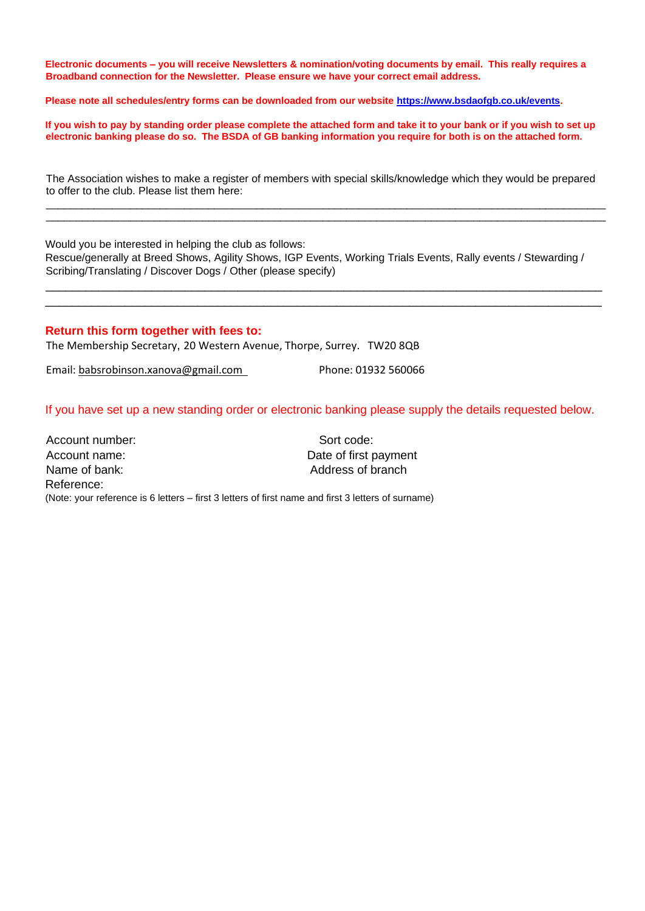**Electronic documents – you will receive Newsletters & nomination/voting documents by email. This really requires a Broadband connection for the Newsletter. Please ensure we have your correct email address.**

**Please note all schedules/entry forms can be downloaded from our website [https://www.bsdaofgb.co.uk/events](https://www.bsdaofgb.co.uk/events).**

**If you wish to pay by standing order please complete the attached form and take it to your bank or if you wish to set up electronic banking please do so. The BSDA of GB banking information you require for both is on the attached form.**

The Association wishes to make a register of members with special skills/knowledge which they would be prepared to offer to the club. Please list them here:

\_\_\_\_\_\_\_\_\_\_\_\_\_\_\_\_\_\_\_\_\_\_\_\_\_\_\_\_\_\_\_\_\_\_\_\_\_\_\_\_\_\_\_\_\_\_\_\_\_\_\_\_\_\_\_\_\_\_\_\_\_\_\_\_\_\_\_\_\_\_\_\_\_\_\_\_\_\_\_\_

\_\_\_\_\_\_\_\_\_\_\_\_\_\_\_\_\_\_\_\_\_\_\_\_\_\_\_\_\_\_\_\_\_\_\_\_\_\_\_\_\_\_\_\_\_\_\_\_\_\_\_\_\_\_\_\_\_\_\_\_\_\_\_\_\_\_\_\_\_\_\_\_\_\_\_\_\_\_\_\_

Would you be interested in helping the club as follows:
Rescue/generally at Breed Shows, Agility Shows, IGP Events, Working Trials Events, Rally events / Stewarding / Scribing/Translating / Discover Dogs / Other (please specify)

\_\_\_\_\_\_\_\_\_\_\_\_\_\_\_\_\_\_\_\_\_\_\_\_\_\_\_\_\_\_\_\_\_\_\_\_\_\_\_\_\_\_\_\_\_\_\_\_\_\_\_\_\_\_\_\_\_\_\_\_\_\_\_\_\_\_\_\_\_\_\_\_\_\_\_\_\_\_\_\_

\_\_\_\_\_\_\_\_\_\_\_\_\_\_\_\_\_\_\_\_\_\_\_\_\_\_\_\_\_\_\_\_\_\_\_\_\_\_\_\_\_\_\_\_\_\_\_\_\_\_\_\_\_\_\_\_\_\_\_\_\_\_\_\_\_\_\_\_\_\_\_\_\_\_\_\_\_\_\_\_

## Return this form together with fees to:

The Membership Secretary, 20 Western Avenue, Thorpe, Surrey. TW20 8QB

Email: babsrobinson.xanova@gmail.com        Phone: 01932 560066

If you have set up a new standing order or electronic banking please supply the details requested below.

Account number:        Sort code:
Account name:        Date of first payment
Name of bank:        Address of branch
Reference:
(Note: your reference is 6 letters – first 3 letters of first name and first 3 letters of surname)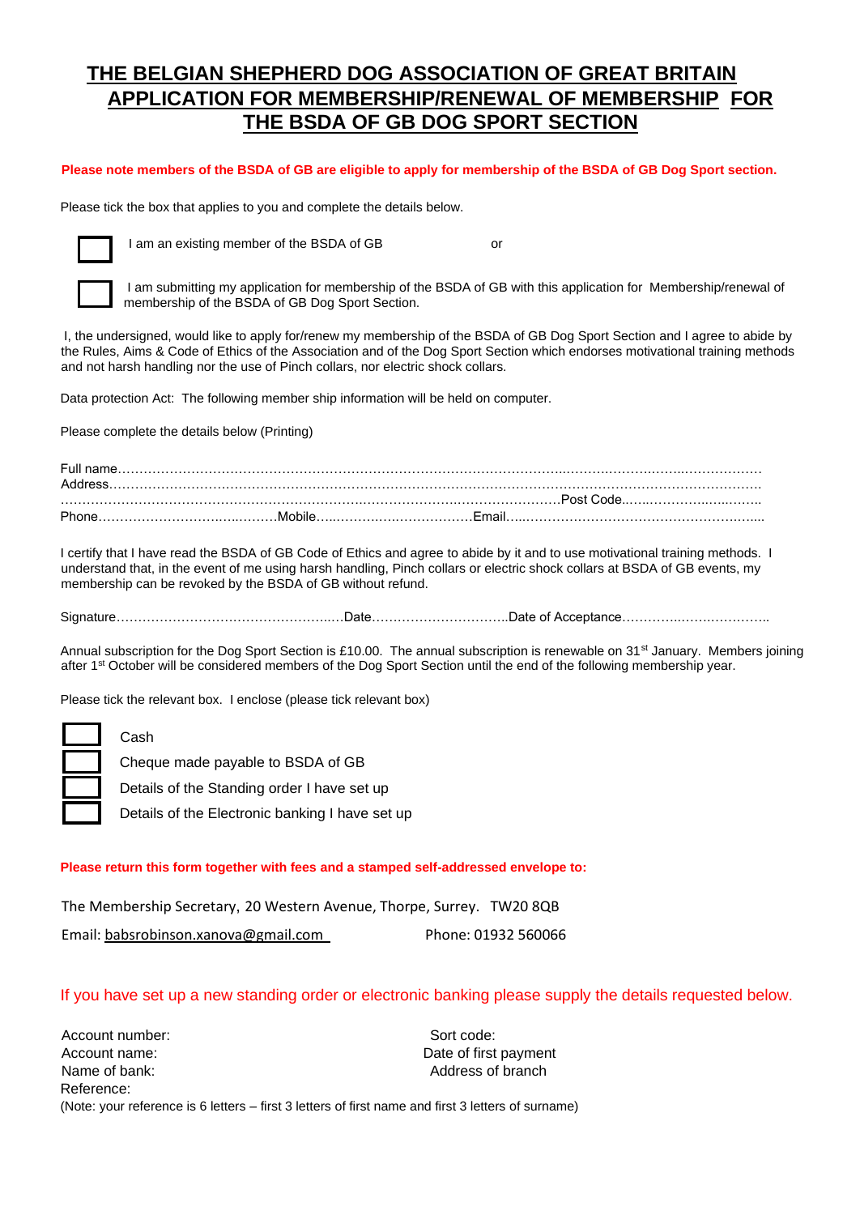# THE BELGIAN SHEPHERD DOG ASSOCIATION OF GREAT BRITAIN APPLICATION FOR MEMBERSHIP/RENEWAL OF MEMBERSHIP FOR THE BSDA OF GB DOG SPORT SECTION

**Please note members of the BSDA of GB are eligible to apply for membership of the BSDA of GB Dog Sport section.**

Please tick the box that applies to you and complete the details below.

☐ I am an existing member of the BSDA of GB    or

☐ I am submitting my application for membership of the BSDA of GB with this application for Membership/renewal of membership of the BSDA of GB Dog Sport Section.

I, the undersigned, would like to apply for/renew my membership of the BSDA of GB Dog Sport Section and I agree to abide by the Rules, Aims & Code of Ethics of the Association and of the Dog Sport Section which endorses motivational training methods and not harsh handling nor the use of Pinch collars, nor electric shock collars.

Data protection Act: The following member ship information will be held on computer.

Please complete the details below (Printing)

Full name…………………………………………………………………………………………………………………………………
Address…………………………………………………………………………………………………………………………………
……………………………………………………………………………………………………………Post Code……………………
Phone………………………………Mobile………………………………Email……………………………………………………

I certify that I have read the BSDA of GB Code of Ethics and agree to abide by it and to use motivational training methods. I understand that, in the event of me using harsh handling, Pinch collars or electric shock collars at BSDA of GB events, my membership can be revoked by the BSDA of GB without refund.

Signature……………………………………………Date…………………………Date of Acceptance……………………………

Annual subscription for the Dog Sport Section is £10.00. The annual subscription is renewable on 31st January. Members joining after 1st October will be considered members of the Dog Sport Section until the end of the following membership year.

Please tick the relevant box. I enclose (please tick relevant box)

☐ Cash
☐ Cheque made payable to BSDA of GB
☐ Details of the Standing order I have set up
☐ Details of the Electronic banking I have set up

**Please return this form together with fees and a stamped self-addressed envelope to:**

The Membership Secretary, 20 Western Avenue, Thorpe, Surrey. TW20 8QB

Email: babsrobinson.xanova@gmail.com    Phone: 01932 560066

If you have set up a new standing order or electronic banking please supply the details requested below.

Account number:    Sort code:
Account name:    Date of first payment
Name of bank:    Address of branch
Reference:
(Note: your reference is 6 letters – first 3 letters of first name and first 3 letters of surname)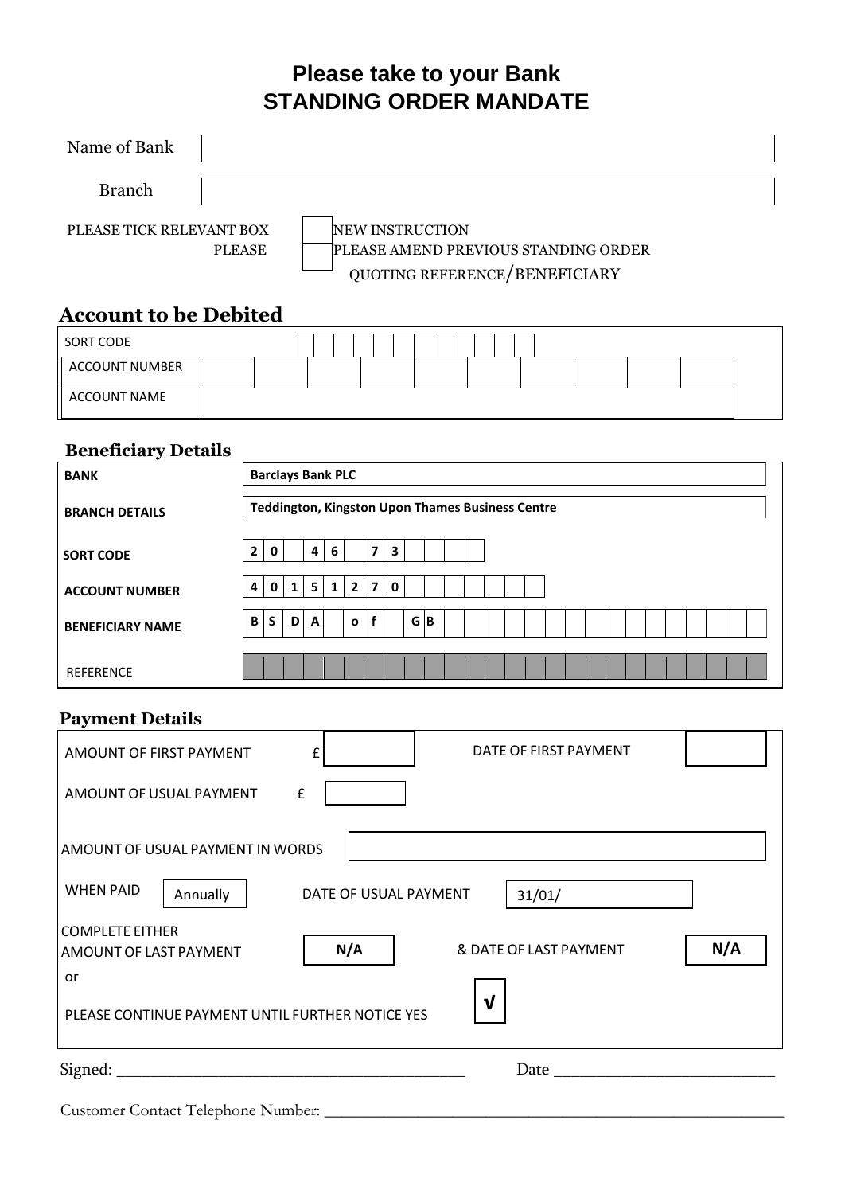# Please take to your Bank
# STANDING ORDER MANDATE

| | |
|---|---|
| Name of Bank | |
| Branch | |

PLEASE TICK RELEVANT BOX ☐ NEW INSTRUCTION
PLEASE ☐ PLEASE AMEND PREVIOUS STANDING ORDER QUOTING REFERENCE/BENEFICIARY

## Account to be Debited

| | |
|---|---|
| SORT CODE | |
| ACCOUNT NUMBER | |
| ACCOUNT NAME | |

### Beneficiary Details

| | |
|---|---|
| BANK | **Barclays Bank PLC** |
| BRANCH DETAILS | **Teddington, Kingston Upon Thames Business Centre** |
| SORT CODE | **20 46 73** |
| ACCOUNT NUMBER | **40151270** |
| BENEFICIARY NAME | **BS DA of GB** |
| REFERENCE | |

### Payment Details

| | | | |
|---|---|---|---|
| AMOUNT OF FIRST PAYMENT | £ | DATE OF FIRST PAYMENT | |
| AMOUNT OF USUAL PAYMENT | £ | | |
| AMOUNT OF USUAL PAYMENT IN WORDS | | | |
| WHEN PAID | Annually | DATE OF USUAL PAYMENT | 31/01/ |
| COMPLETE EITHER AMOUNT OF LAST PAYMENT | **N/A** | & DATE OF LAST PAYMENT | **N/A** |
| or PLEASE CONTINUE PAYMENT UNTIL FURTHER NOTICE YES | **√** | | |

Signed: ________________________________________ Date __________________________

Customer Contact Telephone Number: ______________________________________________________________